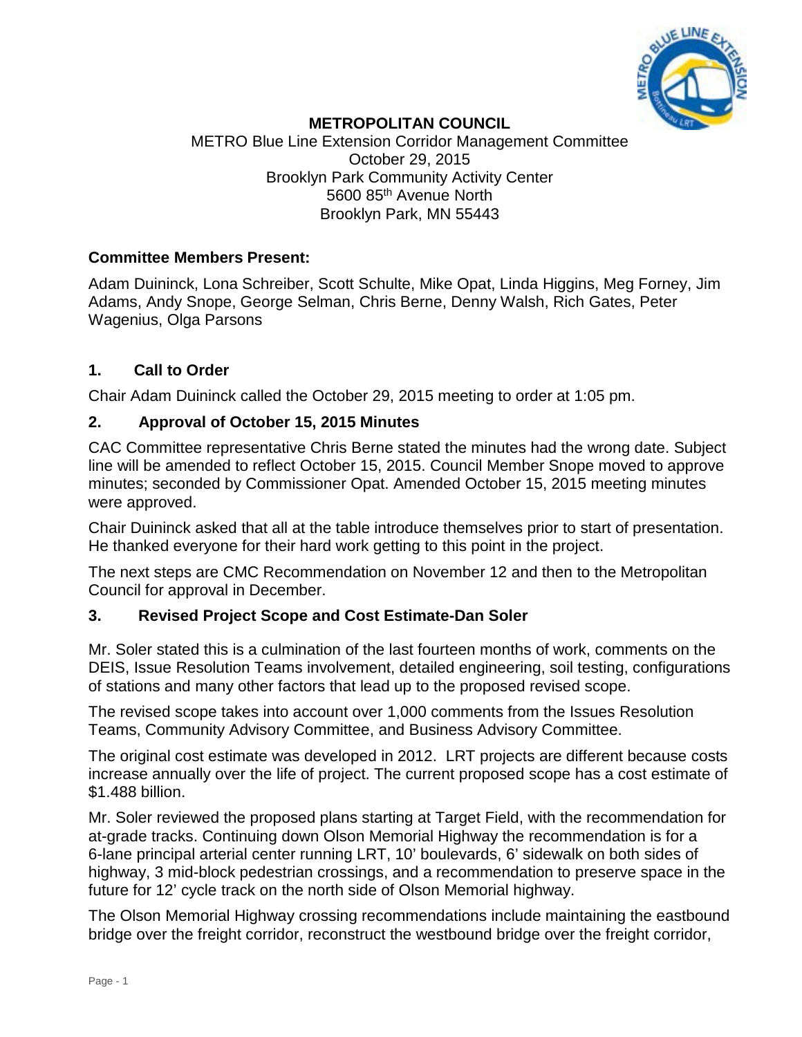**METROPOLITAN COUNCIL**

METRO Blue Line Extension Corridor Management Committee
October 29, 2015
Brooklyn Park Community Activity Center
5600 85th Avenue North
Brooklyn Park, MN 55443

**Committee Members Present:**

Adam Duininck, Lona Schreiber, Scott Schulte, Mike Opat, Linda Higgins, Meg Forney, Jim Adams, Andy Snope, George Selman, Chris Berne, Denny Walsh, Rich Gates, Peter Wagenius, Olga Parsons

## 1. Call to Order

Chair Adam Duininck called the October 29, 2015 meeting to order at 1:05 pm.

## 2. Approval of October 15, 2015 Minutes

CAC Committee representative Chris Berne stated the minutes had the wrong date. Subject line will be amended to reflect October 15, 2015. Council Member Snope moved to approve minutes; seconded by Commissioner Opat. Amended October 15, 2015 meeting minutes were approved.

Chair Duininck asked that all at the table introduce themselves prior to start of presentation. He thanked everyone for their hard work getting to this point in the project.

The next steps are CMC Recommendation on November 12 and then to the Metropolitan Council for approval in December.

## 3. Revised Project Scope and Cost Estimate-Dan Soler

Mr. Soler stated this is a culmination of the last fourteen months of work, comments on the DEIS, Issue Resolution Teams involvement, detailed engineering, soil testing, configurations of stations and many other factors that lead up to the proposed revised scope.

The revised scope takes into account over 1,000 comments from the Issues Resolution Teams, Community Advisory Committee, and Business Advisory Committee.

The original cost estimate was developed in 2012. LRT projects are different because costs increase annually over the life of project. The current proposed scope has a cost estimate of $1.488 billion.

Mr. Soler reviewed the proposed plans starting at Target Field, with the recommendation for at-grade tracks. Continuing down Olson Memorial Highway the recommendation is for a 6-lane principal arterial center running LRT, 10' boulevards, 6' sidewalk on both sides of highway, 3 mid-block pedestrian crossings, and a recommendation to preserve space in the future for 12' cycle track on the north side of Olson Memorial highway.

The Olson Memorial Highway crossing recommendations include maintaining the eastbound bridge over the freight corridor, reconstruct the westbound bridge over the freight corridor,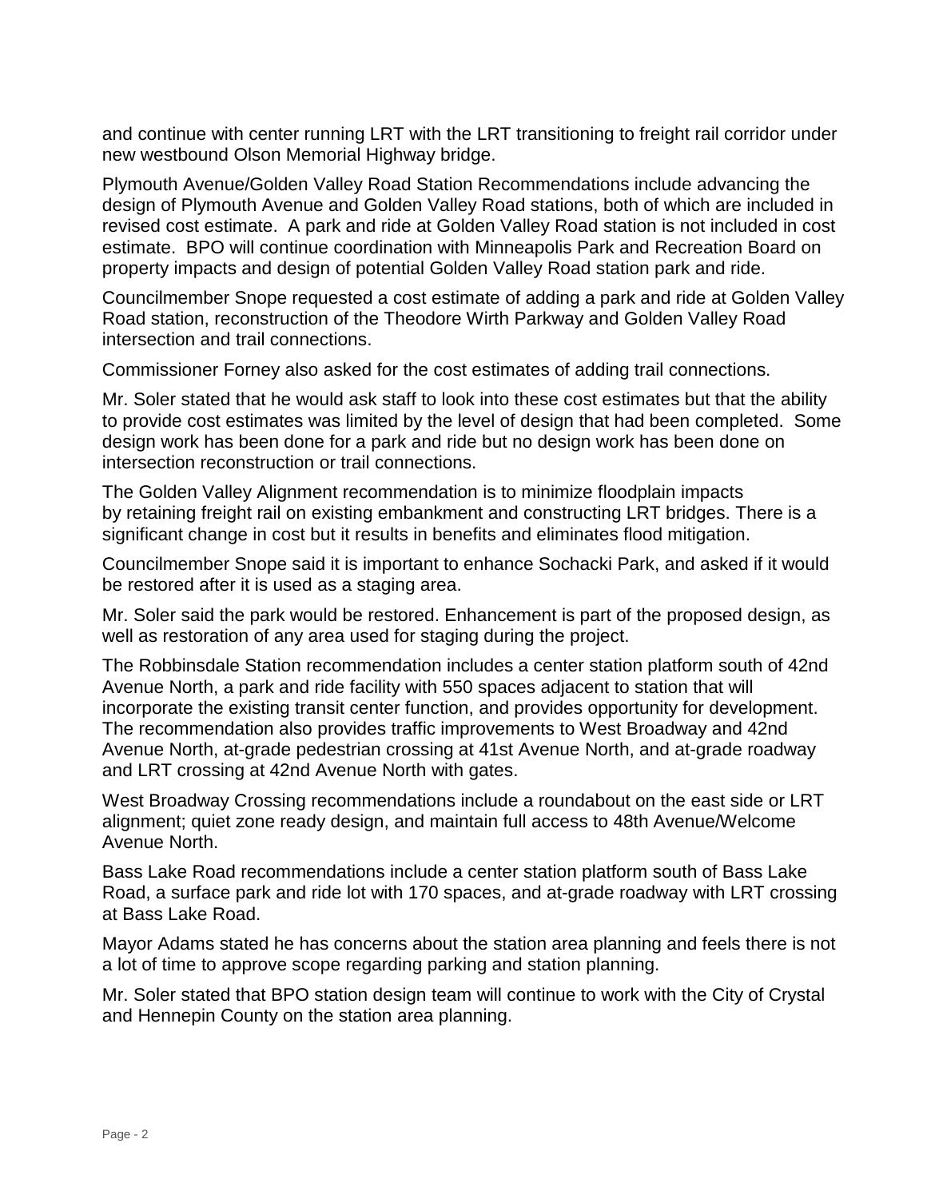and continue with center running LRT with the LRT transitioning to freight rail corridor under new westbound Olson Memorial Highway bridge.

Plymouth Avenue/Golden Valley Road Station Recommendations include advancing the design of Plymouth Avenue and Golden Valley Road stations, both of which are included in revised cost estimate. A park and ride at Golden Valley Road station is not included in cost estimate. BPO will continue coordination with Minneapolis Park and Recreation Board on property impacts and design of potential Golden Valley Road station park and ride.

Councilmember Snope requested a cost estimate of adding a park and ride at Golden Valley Road station, reconstruction of the Theodore Wirth Parkway and Golden Valley Road intersection and trail connections.

Commissioner Forney also asked for the cost estimates of adding trail connections.

Mr. Soler stated that he would ask staff to look into these cost estimates but that the ability to provide cost estimates was limited by the level of design that had been completed. Some design work has been done for a park and ride but no design work has been done on intersection reconstruction or trail connections.

The Golden Valley Alignment recommendation is to minimize floodplain impacts by retaining freight rail on existing embankment and constructing LRT bridges. There is a significant change in cost but it results in benefits and eliminates flood mitigation.

Councilmember Snope said it is important to enhance Sochacki Park, and asked if it would be restored after it is used as a staging area.

Mr. Soler said the park would be restored. Enhancement is part of the proposed design, as well as restoration of any area used for staging during the project.

The Robbinsdale Station recommendation includes a center station platform south of 42nd Avenue North, a park and ride facility with 550 spaces adjacent to station that will incorporate the existing transit center function, and provides opportunity for development. The recommendation also provides traffic improvements to West Broadway and 42nd Avenue North, at-grade pedestrian crossing at 41st Avenue North, and at-grade roadway and LRT crossing at 42nd Avenue North with gates.

West Broadway Crossing recommendations include a roundabout on the east side or LRT alignment; quiet zone ready design, and maintain full access to 48th Avenue/Welcome Avenue North.

Bass Lake Road recommendations include a center station platform south of Bass Lake Road, a surface park and ride lot with 170 spaces, and at-grade roadway with LRT crossing at Bass Lake Road.

Mayor Adams stated he has concerns about the station area planning and feels there is not a lot of time to approve scope regarding parking and station planning.

Mr. Soler stated that BPO station design team will continue to work with the City of Crystal and Hennepin County on the station area planning.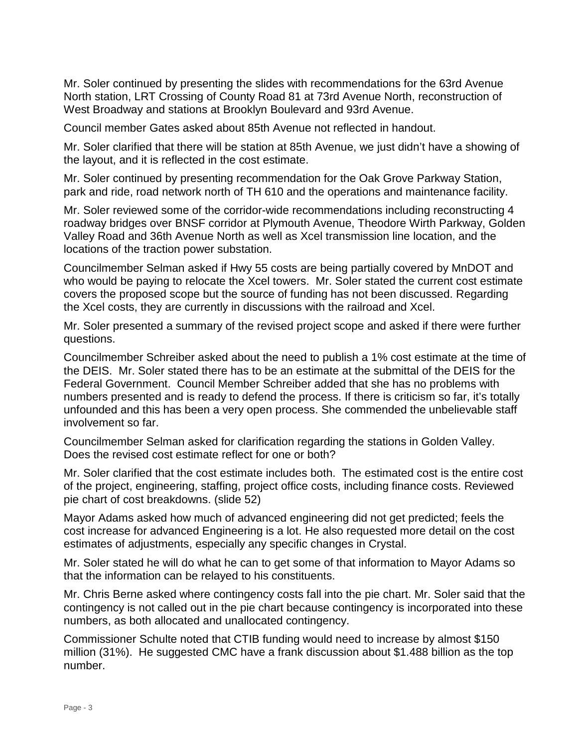Mr. Soler continued by presenting the slides with recommendations for the 63rd Avenue North station, LRT Crossing of County Road 81 at 73rd Avenue North, reconstruction of West Broadway and stations at Brooklyn Boulevard and 93rd Avenue.

Council member Gates asked about 85th Avenue not reflected in handout.

Mr. Soler clarified that there will be station at 85th Avenue, we just didn't have a showing of the layout, and it is reflected in the cost estimate.

Mr. Soler continued by presenting recommendation for the Oak Grove Parkway Station, park and ride, road network north of TH 610 and the operations and maintenance facility.

Mr. Soler reviewed some of the corridor-wide recommendations including reconstructing 4 roadway bridges over BNSF corridor at Plymouth Avenue, Theodore Wirth Parkway, Golden Valley Road and 36th Avenue North as well as Xcel transmission line location, and the locations of the traction power substation.

Councilmember Selman asked if Hwy 55 costs are being partially covered by MnDOT and who would be paying to relocate the Xcel towers. Mr. Soler stated the current cost estimate covers the proposed scope but the source of funding has not been discussed. Regarding the Xcel costs, they are currently in discussions with the railroad and Xcel.

Mr. Soler presented a summary of the revised project scope and asked if there were further questions.

Councilmember Schreiber asked about the need to publish a 1% cost estimate at the time of the DEIS. Mr. Soler stated there has to be an estimate at the submittal of the DEIS for the Federal Government. Council Member Schreiber added that she has no problems with numbers presented and is ready to defend the process. If there is criticism so far, it's totally unfounded and this has been a very open process. She commended the unbelievable staff involvement so far.

Councilmember Selman asked for clarification regarding the stations in Golden Valley. Does the revised cost estimate reflect for one or both?

Mr. Soler clarified that the cost estimate includes both. The estimated cost is the entire cost of the project, engineering, staffing, project office costs, including finance costs. Reviewed pie chart of cost breakdowns. (slide 52)

Mayor Adams asked how much of advanced engineering did not get predicted; feels the cost increase for advanced Engineering is a lot. He also requested more detail on the cost estimates of adjustments, especially any specific changes in Crystal.

Mr. Soler stated he will do what he can to get some of that information to Mayor Adams so that the information can be relayed to his constituents.

Mr. Chris Berne asked where contingency costs fall into the pie chart. Mr. Soler said that the contingency is not called out in the pie chart because contingency is incorporated into these numbers, as both allocated and unallocated contingency.

Commissioner Schulte noted that CTIB funding would need to increase by almost $150 million (31%). He suggested CMC have a frank discussion about $1.488 billion as the top number.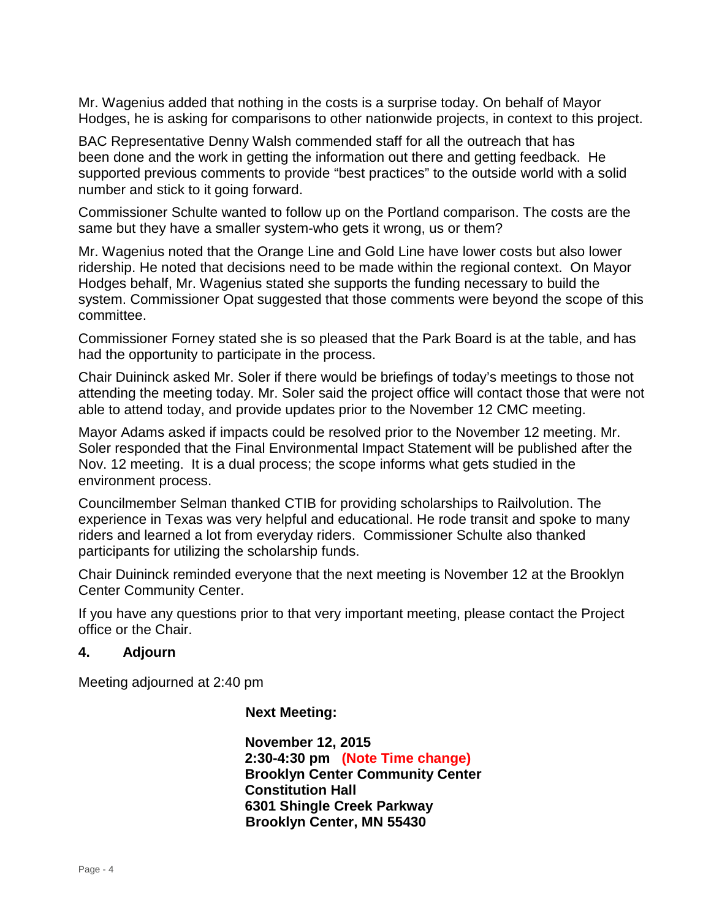Mr. Wagenius added that nothing in the costs is a surprise today. On behalf of Mayor Hodges, he is asking for comparisons to other nationwide projects, in context to this project.

BAC Representative Denny Walsh commended staff for all the outreach that has been done and the work in getting the information out there and getting feedback. He supported previous comments to provide "best practices" to the outside world with a solid number and stick to it going forward.

Commissioner Schulte wanted to follow up on the Portland comparison. The costs are the same but they have a smaller system-who gets it wrong, us or them?

Mr. Wagenius noted that the Orange Line and Gold Line have lower costs but also lower ridership. He noted that decisions need to be made within the regional context. On Mayor Hodges behalf, Mr. Wagenius stated she supports the funding necessary to build the system. Commissioner Opat suggested that those comments were beyond the scope of this committee.

Commissioner Forney stated she is so pleased that the Park Board is at the table, and has had the opportunity to participate in the process.

Chair Duininck asked Mr. Soler if there would be briefings of today's meetings to those not attending the meeting today. Mr. Soler said the project office will contact those that were not able to attend today, and provide updates prior to the November 12 CMC meeting.

Mayor Adams asked if impacts could be resolved prior to the November 12 meeting. Mr. Soler responded that the Final Environmental Impact Statement will be published after the Nov. 12 meeting. It is a dual process; the scope informs what gets studied in the environment process.

Councilmember Selman thanked CTIB for providing scholarships to Railvolution. The experience in Texas was very helpful and educational. He rode transit and spoke to many riders and learned a lot from everyday riders. Commissioner Schulte also thanked participants for utilizing the scholarship funds.

Chair Duininck reminded everyone that the next meeting is November 12 at the Brooklyn Center Community Center.

If you have any questions prior to that very important meeting, please contact the Project office or the Chair.

## 4. Adjourn

Meeting adjourned at 2:40 pm

**Next Meeting:**

**November 12, 2015**
**2:30-4:30 pm (Note Time change)**
**Brooklyn Center Community Center**
**Constitution Hall**
**6301 Shingle Creek Parkway**
**Brooklyn Center, MN 55430**